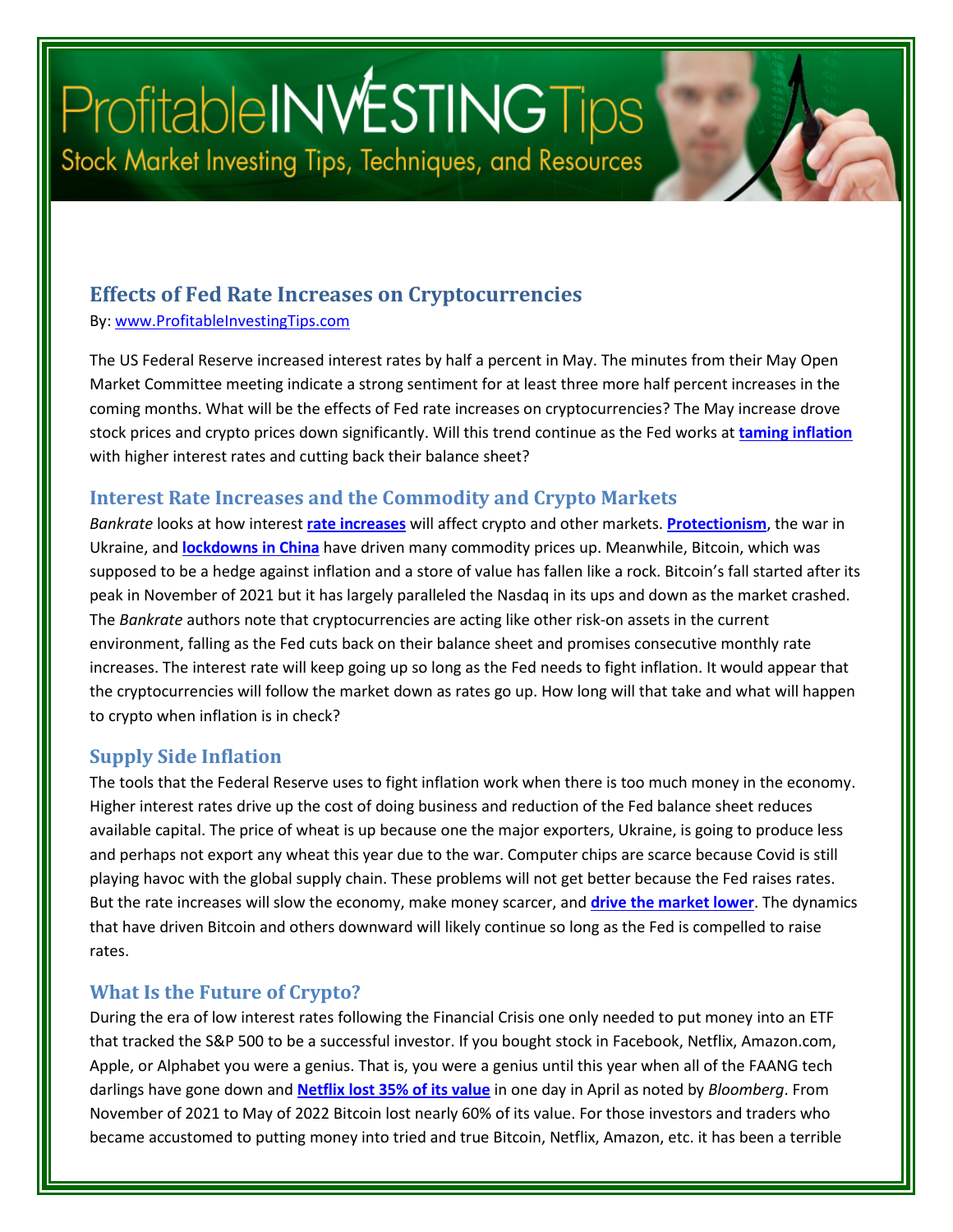# ProfitableINVESTINGTips

Stock Market Investing Tips, Techniques, and Resources

## Effects of Fed Rate Increases on Cryptocurrencies

By: www.ProfitableInvestingTips.com

The US Federal Reserve increased interest rates by half a percent in May. The minutes from their May Open Market Committee meeting indicate a strong sentiment for at least three more half percent increases in the coming months. What will be the effects of Fed rate increases on cryptocurrencies? The May increase drove stock prices and crypto prices down significantly. Will this trend continue as the Fed works at **taming inflation** with higher interest rates and cutting back their balance sheet?

### Interest Rate Increases and the Commodity and Crypto Markets

*Bankrate* looks at how interest **rate increases** will affect crypto and other markets. **Protectionism**, the war in Ukraine, and **lockdowns in China** have driven many commodity prices up. Meanwhile, Bitcoin, which was supposed to be a hedge against inflation and a store of value has fallen like a rock. Bitcoin's fall started after its peak in November of 2021 but it has largely paralleled the Nasdaq in its ups and down as the market crashed. The *Bankrate* authors note that cryptocurrencies are acting like other risk-on assets in the current environment, falling as the Fed cuts back on their balance sheet and promises consecutive monthly rate increases. The interest rate will keep going up so long as the Fed needs to fight inflation. It would appear that the cryptocurrencies will follow the market down as rates go up. How long will that take and what will happen to crypto when inflation is in check?

### Supply Side Inflation

The tools that the Federal Reserve uses to fight inflation work when there is too much money in the economy. Higher interest rates drive up the cost of doing business and reduction of the Fed balance sheet reduces available capital. The price of wheat is up because one the major exporters, Ukraine, is going to produce less and perhaps not export any wheat this year due to the war. Computer chips are scarce because Covid is still playing havoc with the global supply chain. These problems will not get better because the Fed raises rates. But the rate increases will slow the economy, make money scarcer, and **drive the market lower**. The dynamics that have driven Bitcoin and others downward will likely continue so long as the Fed is compelled to raise rates.

### What Is the Future of Crypto?

During the era of low interest rates following the Financial Crisis one only needed to put money into an ETF that tracked the S&P 500 to be a successful investor. If you bought stock in Facebook, Netflix, Amazon.com, Apple, or Alphabet you were a genius. That is, you were a genius until this year when all of the FAANG tech darlings have gone down and **Netflix lost 35% of its value** in one day in April as noted by *Bloomberg*. From November of 2021 to May of 2022 Bitcoin lost nearly 60% of its value. For those investors and traders who became accustomed to putting money into tried and true Bitcoin, Netflix, Amazon, etc. it has been a terrible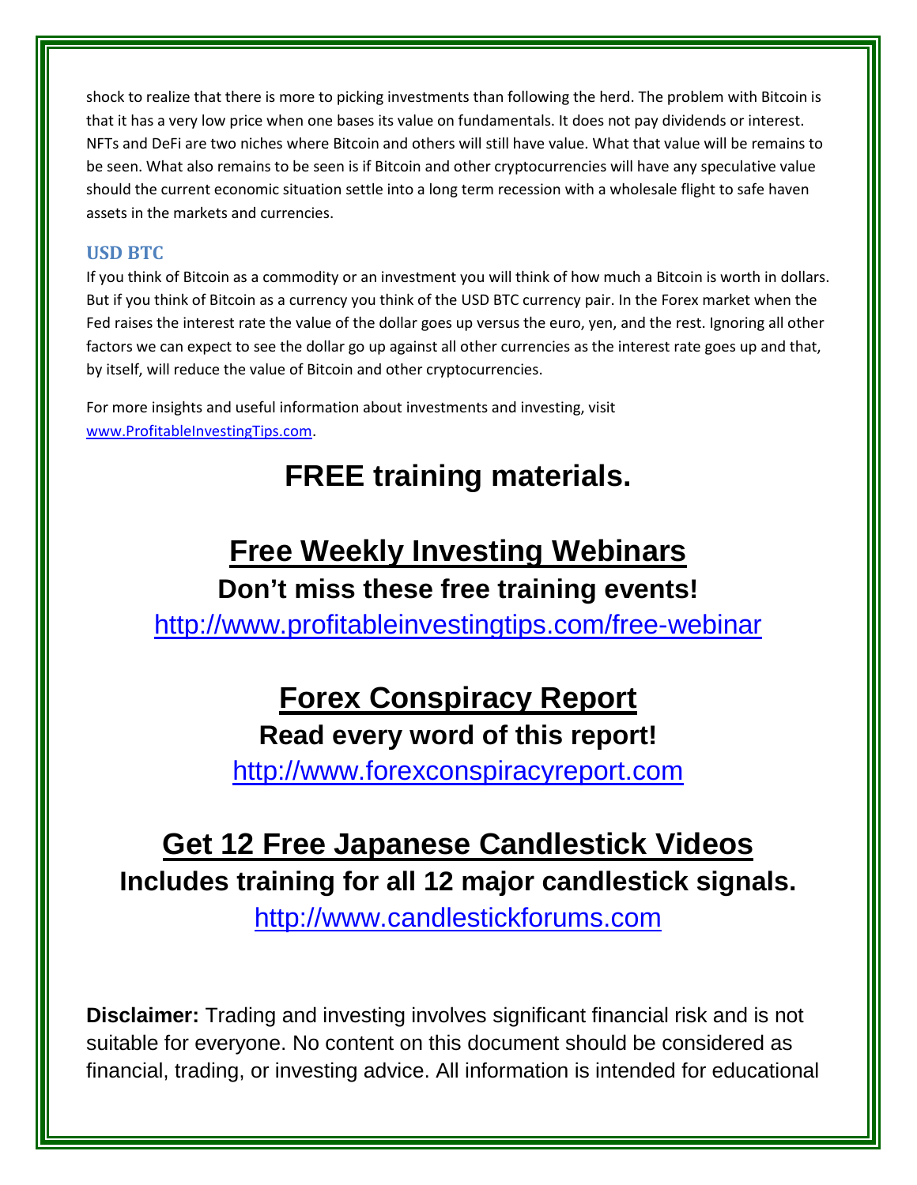shock to realize that there is more to picking investments than following the herd. The problem with Bitcoin is that it has a very low price when one bases its value on fundamentals. It does not pay dividends or interest. NFTs and DeFi are two niches where Bitcoin and others will still have value. What that value will be remains to be seen. What also remains to be seen is if Bitcoin and other cryptocurrencies will have any speculative value should the current economic situation settle into a long term recession with a wholesale flight to safe haven assets in the markets and currencies.

### USD BTC

If you think of Bitcoin as a commodity or an investment you will think of how much a Bitcoin is worth in dollars. But if you think of Bitcoin as a currency you think of the USD BTC currency pair. In the Forex market when the Fed raises the interest rate the value of the dollar goes up versus the euro, yen, and the rest. Ignoring all other factors we can expect to see the dollar go up against all other currencies as the interest rate goes up and that, by itself, will reduce the value of Bitcoin and other cryptocurrencies.

For more insights and useful information about investments and investing, visit [www.ProfitableInvestingTips.com](http://www.ProfitableInvestingTips.com).

## FREE training materials.

## Free Weekly Investing Webinars

**Don't miss these free training events!**

http://www.profitableinvestingtips.com/free-webinar

## Forex Conspiracy Report

**Read every word of this report!**

http://www.forexconspiracyreport.com

## Get 12 Free Japanese Candlestick Videos

**Includes training for all 12 major candlestick signals.**

http://www.candlestickforums.com

**Disclaimer:** Trading and investing involves significant financial risk and is not suitable for everyone. No content on this document should be considered as financial, trading, or investing advice. All information is intended for educational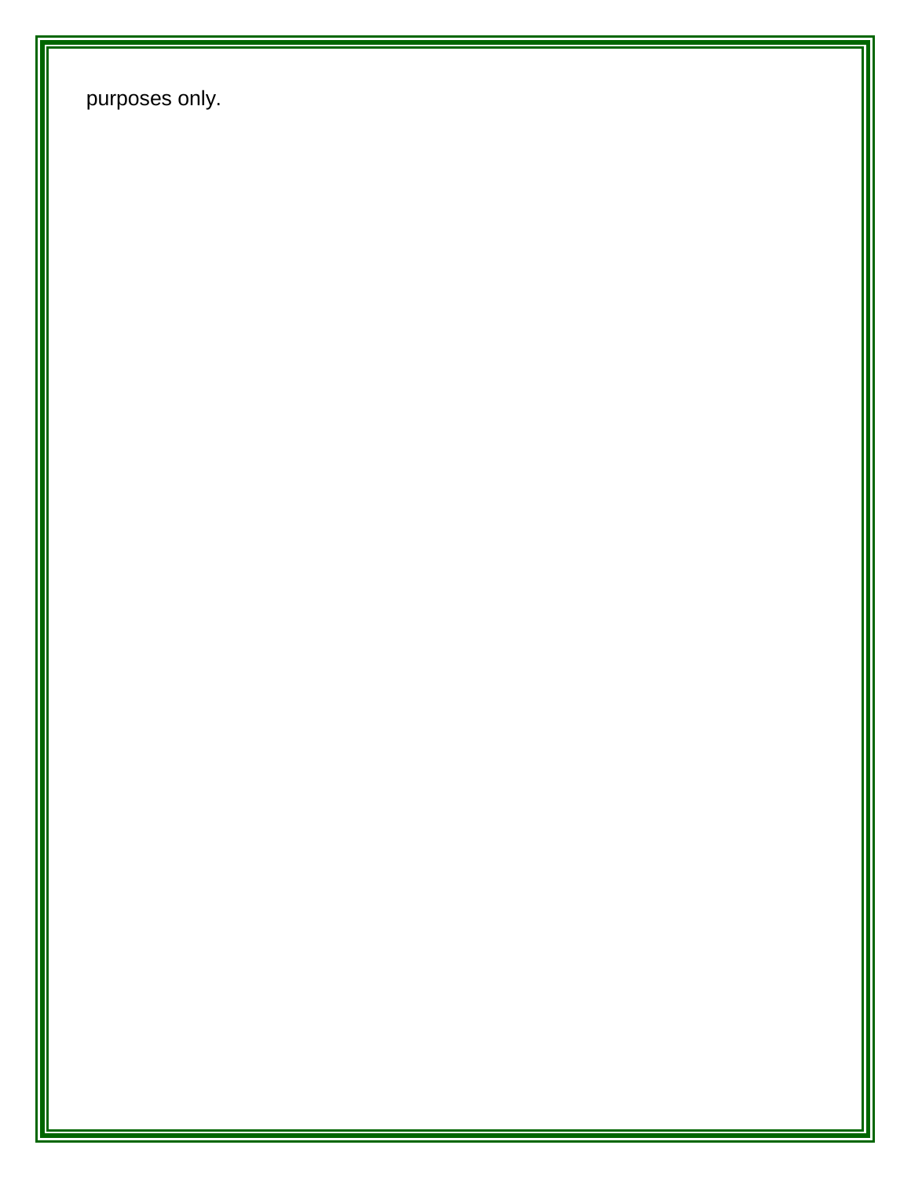purposes only.